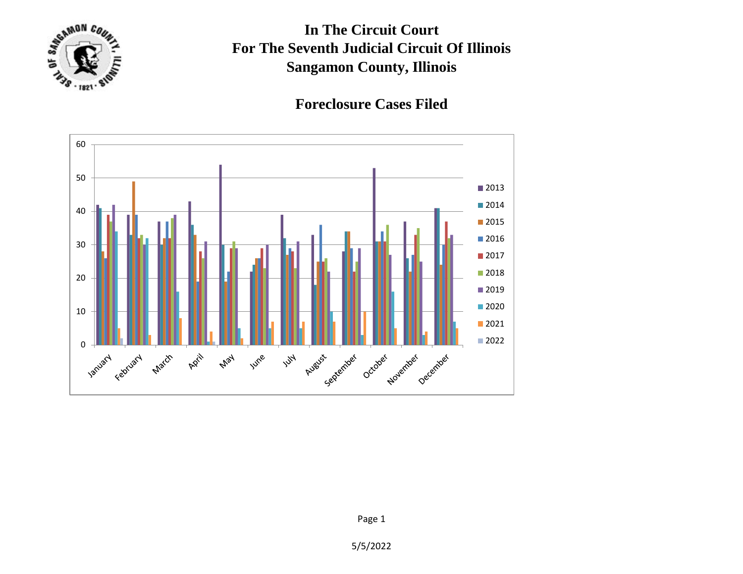# In The Circuit Court
# For The Seventh Judicial Circuit Of Illinois
# Sangamon County, Illinois

## Foreclosure Cases Filed

5/5/2022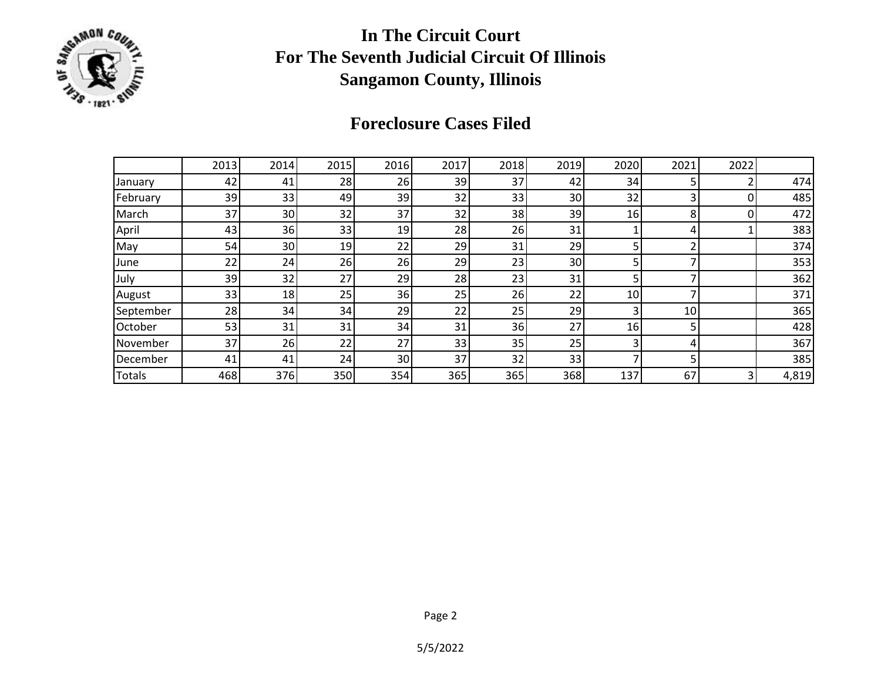# In The Circuit Court
# For The Seventh Judicial Circuit Of Illinois
# Sangamon County, Illinois

## Foreclosure Cases Filed

| | 2013 | 2014 | 2015 | 2016 | 2017 | 2018 | 2019 | 2020 | 2021 | 2022 | |
|---|---|---|---|---|---|---|---|---|---|---|---|
| January | 42 | 41 | 28 | 26 | 39 | 37 | 42 | 34 | 5 | 2 | 474 |
| February | 39 | 33 | 49 | 39 | 32 | 33 | 30 | 32 | 3 | 0 | 485 |
| March | 37 | 30 | 32 | 37 | 32 | 38 | 39 | 16 | 8 | 0 | 472 |
| April | 43 | 36 | 33 | 19 | 28 | 26 | 31 | 1 | 4 | 1 | 383 |
| May | 54 | 30 | 19 | 22 | 29 | 31 | 29 | 5 | 2 | | 374 |
| June | 22 | 24 | 26 | 26 | 29 | 23 | 30 | 5 | 7 | | 353 |
| July | 39 | 32 | 27 | 29 | 28 | 23 | 31 | 5 | 7 | | 362 |
| August | 33 | 18 | 25 | 36 | 25 | 26 | 22 | 10 | 7 | | 371 |
| September | 28 | 34 | 34 | 29 | 22 | 25 | 29 | 3 | 10 | | 365 |
| October | 53 | 31 | 31 | 34 | 31 | 36 | 27 | 16 | 5 | | 428 |
| November | 37 | 26 | 22 | 27 | 33 | 35 | 25 | 3 | 4 | | 367 |
| December | 41 | 41 | 24 | 30 | 37 | 32 | 33 | 7 | 5 | | 385 |
| Totals | 468 | 376 | 350 | 354 | 365 | 365 | 368 | 137 | 67 | 3 | 4,819 |

5/5/2022